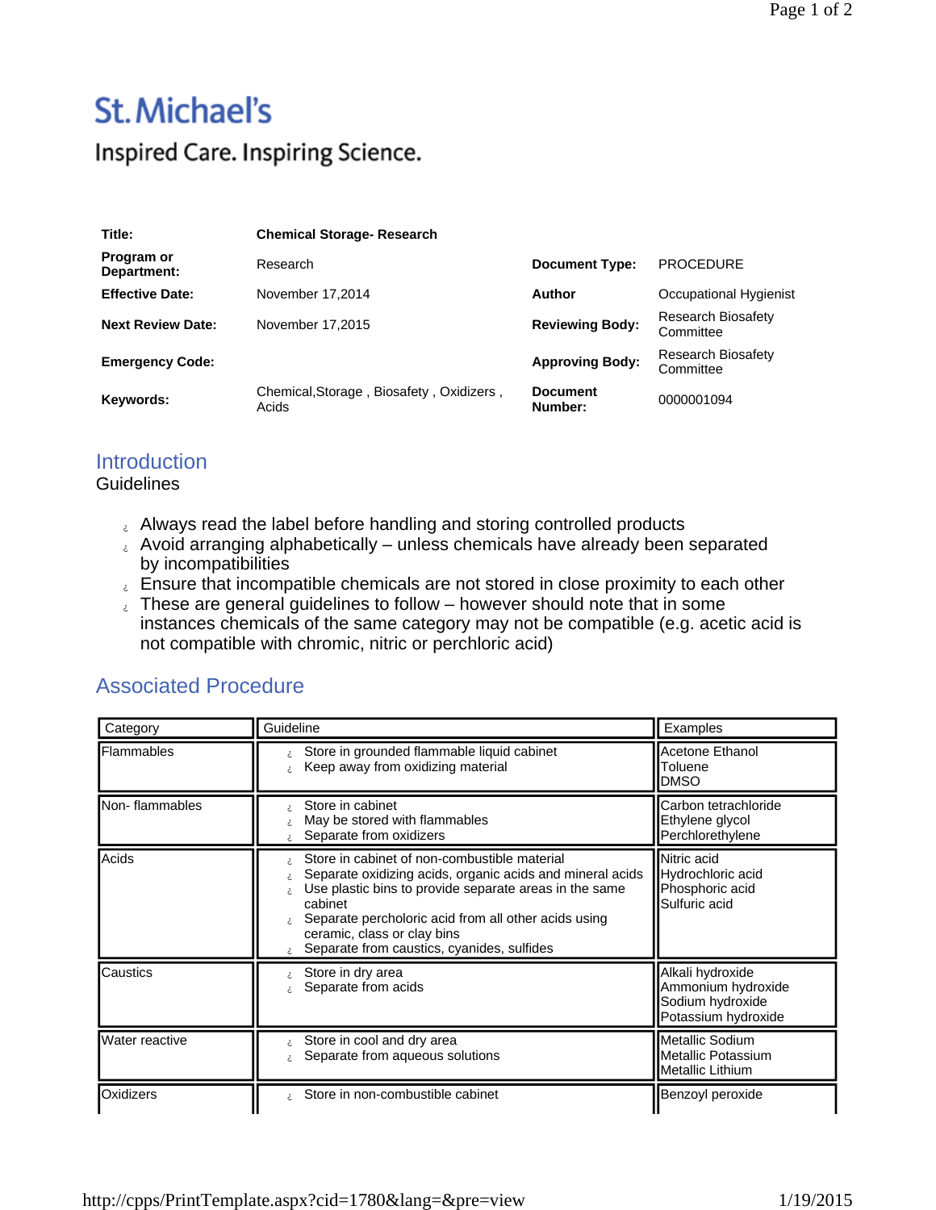# St. Michael's

Inspired Care. Inspiring Science.

| | | | |
|---|---|---|---|
| **Title:** | **Chemical Storage- Research** | | |
| **Program or Department:** | Research | **Document Type:** | PROCEDURE |
| **Effective Date:** | November 17,2014 | **Author** | Occupational Hygienist |
| **Next Review Date:** | November 17,2015 | **Reviewing Body:** | Research Biosafety Committee |
| **Emergency Code:** | | **Approving Body:** | Research Biosafety Committee |
| **Keywords:** | Chemical,Storage , Biosafety , Oxidizers , Acids | **Document Number:** | 0000001094 |

## Introduction

Guidelines

- Always read the label before handling and storing controlled products
- Avoid arranging alphabetically – unless chemicals have already been separated by incompatibilities
- Ensure that incompatible chemicals are not stored in close proximity to each other
- These are general guidelines to follow – however should note that in some instances chemicals of the same category may not be compatible (e.g. acetic acid is not compatible with chromic, nitric or perchloric acid)

## Associated Procedure

| Category | Guideline | Examples |
|---|---|---|
| Flammables | • Store in grounded flammable liquid cabinet<br>• Keep away from oxidizing material | Acetone Ethanol<br>Toluene<br>DMSO |
| Non- flammables | • Store in cabinet<br>• May be stored with flammables<br>• Separate from oxidizers | Carbon tetrachloride<br>Ethylene glycol<br>Perchlorethylene |
| Acids | • Store in cabinet of non-combustible material<br>• Separate oxidizing acids, organic acids and mineral acids<br>• Use plastic bins to provide separate areas in the same cabinet<br>• Separate percholoric acid from all other acids using ceramic, class or clay bins<br>• Separate from caustics, cyanides, sulfides | Nitric acid<br>Hydrochloric acid<br>Phosphoric acid<br>Sulfuric acid |
| Caustics | • Store in dry area<br>• Separate from acids | Alkali hydroxide<br>Ammonium hydroxide<br>Sodium hydroxide<br>Potassium hydroxide |
| Water reactive | • Store in cool and dry area<br>• Separate from aqueous solutions | Metallic Sodium<br>Metallic Potassium<br>Metallic Lithium |
| Oxidizers | • Store in non-combustible cabinet | Benzoyl peroxide |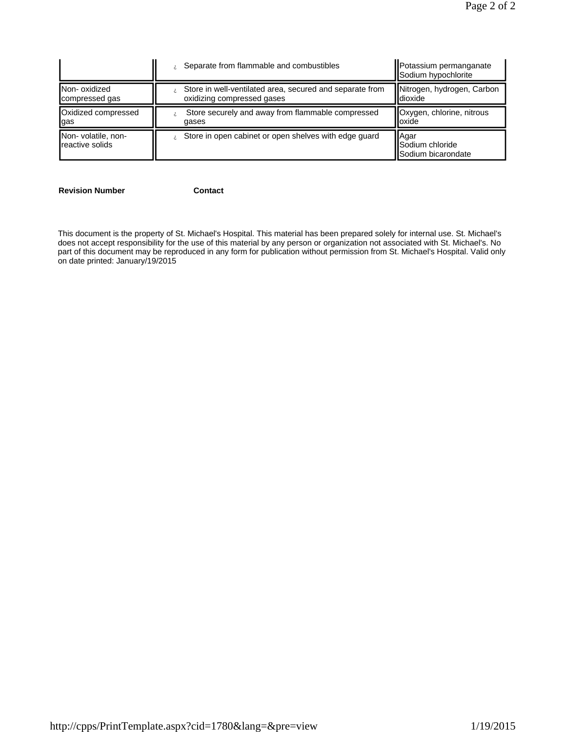| | | |
|---|---|---|
| | ¿ Separate from flammable and combustibles | Potassium permanganate<br>Sodium hypochlorite |
| Non- oxidized compressed gas | ¿ Store in well-ventilated area, secured and separate from oxidizing compressed gases | Nitrogen, hydrogen, Carbon dioxide |
| Oxidized compressed gas | ¿ Store securely and away from flammable compressed gases | Oxygen, chlorine, nitrous oxide |
| Non- volatile, non-reactive solids | ¿ Store in open cabinet or open shelves with edge guard | Agar<br>Sodium chloride<br>Sodium bicarondate |

**Revision Number** **Contact**

This document is the property of St. Michael's Hospital. This material has been prepared solely for internal use. St. Michael's does not accept responsibility for the use of this material by any person or organization not associated with St. Michael's. No part of this document may be reproduced in any form for publication without permission from St. Michael's Hospital. Valid only on date printed: January/19/2015